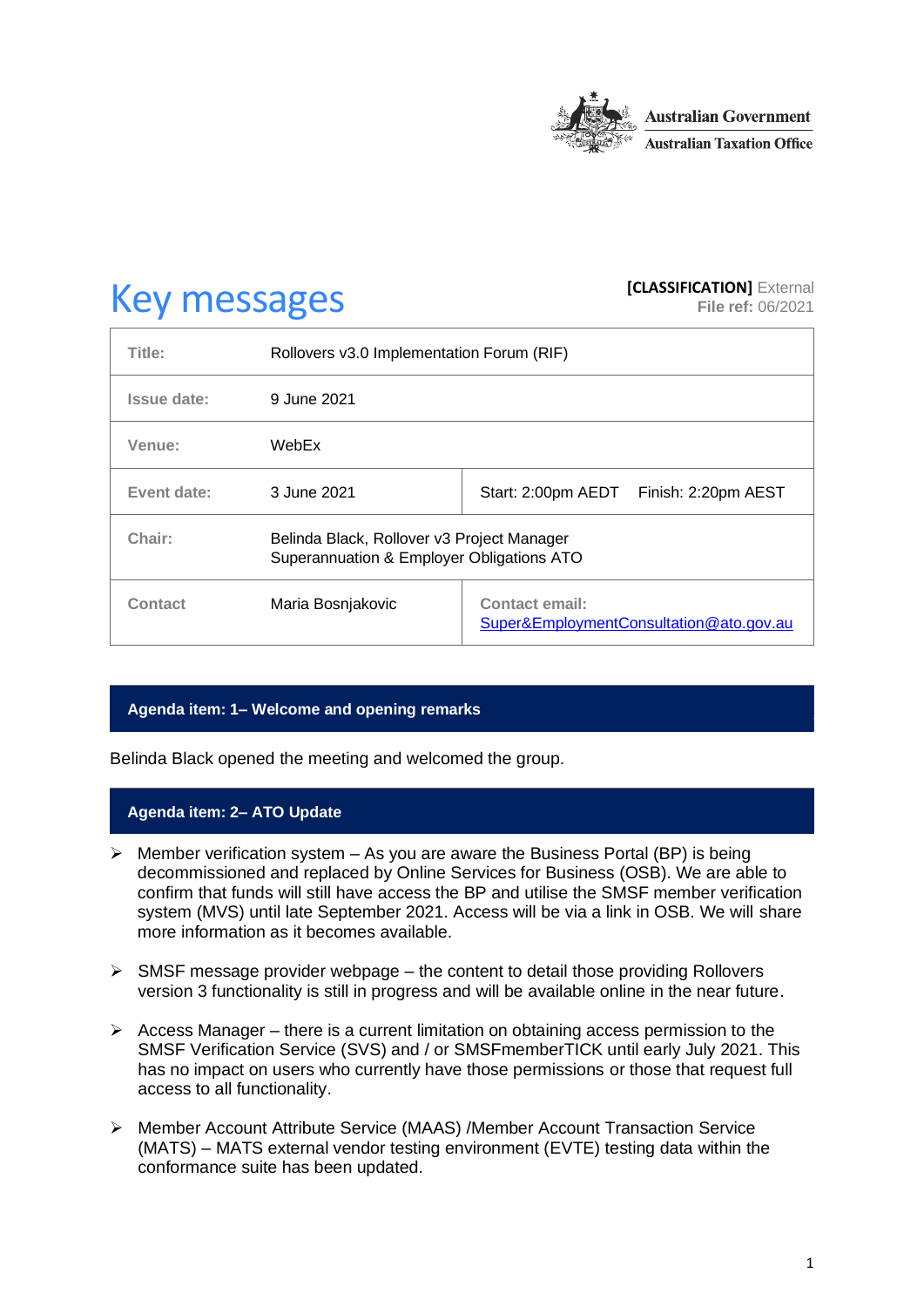Australian Government
Australian Taxation Office

# Key messages

**[CLASSIFICATION]** External
**File ref:** 06/2021

| | | |
|---|---|---|
| **Title:** | Rollovers v3.0 Implementation Forum (RIF) | |
| **Issue date:** | 9 June 2021 | |
| **Venue:** | WebEx | |
| **Event date:** | 3 June 2021 | Start: 2:00pm AEDT Finish: 2:20pm AEST |
| **Chair:** | Belinda Black, Rollover v3 Project Manager<br>Superannuation & Employer Obligations ATO | |
| **Contact** | Maria Bosnjakovic | **Contact email:** Super&EmploymentConsultation@ato.gov.au |

## Agenda item: 1– Welcome and opening remarks

Belinda Black opened the meeting and welcomed the group.

## Agenda item: 2– ATO Update

- Member verification system – As you are aware the Business Portal (BP) is being decommissioned and replaced by Online Services for Business (OSB). We are able to confirm that funds will still have access the BP and utilise the SMSF member verification system (MVS) until late September 2021. Access will be via a link in OSB. We will share more information as it becomes available.

- SMSF message provider webpage – the content to detail those providing Rollovers version 3 functionality is still in progress and will be available online in the near future.

- Access Manager – there is a current limitation on obtaining access permission to the SMSF Verification Service (SVS) and / or SMSFmemberTICK until early July 2021. This has no impact on users who currently have those permissions or those that request full access to all functionality.

- Member Account Attribute Service (MAAS) /Member Account Transaction Service (MATS) – MATS external vendor testing environment (EVTE) testing data within the conformance suite has been updated.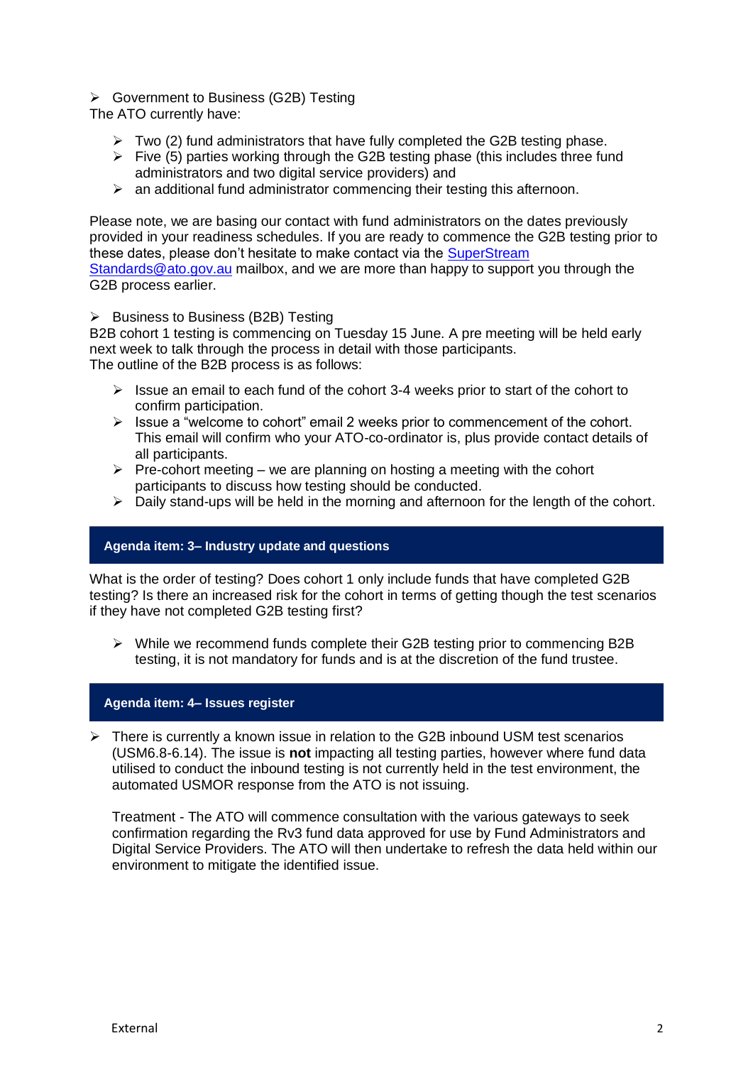- Government to Business (G2B) Testing

The ATO currently have:

- Two (2) fund administrators that have fully completed the G2B testing phase.
- Five (5) parties working through the G2B testing phase (this includes three fund administrators and two digital service providers) and
- an additional fund administrator commencing their testing this afternoon.

Please note, we are basing our contact with fund administrators on the dates previously provided in your readiness schedules. If you are ready to commence the G2B testing prior to these dates, please don't hesitate to make contact via the [SuperStream Standards@ato.gov.au](mailto:SuperStreamStandards@ato.gov.au) mailbox, and we are more than happy to support you through the G2B process earlier.

- Business to Business (B2B) Testing

B2B cohort 1 testing is commencing on Tuesday 15 June. A pre meeting will be held early next week to talk through the process in detail with those participants.
The outline of the B2B process is as follows:

- Issue an email to each fund of the cohort 3-4 weeks prior to start of the cohort to confirm participation.
- Issue a "welcome to cohort" email 2 weeks prior to commencement of the cohort. This email will confirm who your ATO-co-ordinator is, plus provide contact details of all participants.
- Pre-cohort meeting – we are planning on hosting a meeting with the cohort participants to discuss how testing should be conducted.
- Daily stand-ups will be held in the morning and afternoon for the length of the cohort.

## Agenda item: 3– Industry update and questions

What is the order of testing? Does cohort 1 only include funds that have completed G2B testing? Is there an increased risk for the cohort in terms of getting though the test scenarios if they have not completed G2B testing first?

- While we recommend funds complete their G2B testing prior to commencing B2B testing, it is not mandatory for funds and is at the discretion of the fund trustee.

## Agenda item: 4– Issues register

- There is currently a known issue in relation to the G2B inbound USM test scenarios (USM6.8-6.14). The issue is **not** impacting all testing parties, however where fund data utilised to conduct the inbound testing is not currently held in the test environment, the automated USMOR response from the ATO is not issuing.

  Treatment - The ATO will commence consultation with the various gateways to seek confirmation regarding the Rv3 fund data approved for use by Fund Administrators and Digital Service Providers. The ATO will then undertake to refresh the data held within our environment to mitigate the identified issue.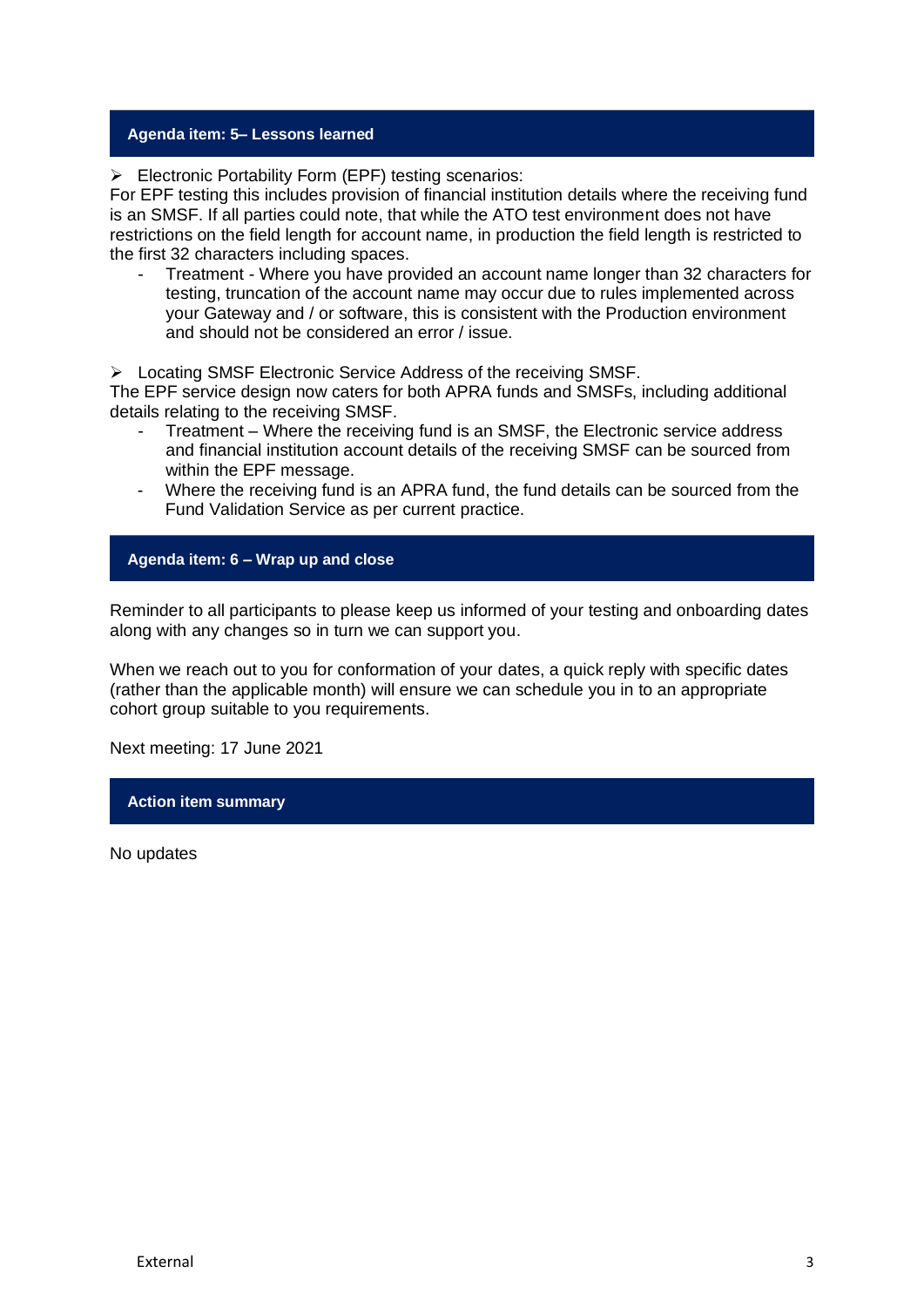## Agenda item: 5– Lessons learned

- Electronic Portability Form (EPF) testing scenarios:

For EPF testing this includes provision of financial institution details where the receiving fund is an SMSF. If all parties could note, that while the ATO test environment does not have restrictions on the field length for account name, in production the field length is restricted to the first 32 characters including spaces.

  - Treatment - Where you have provided an account name longer than 32 characters for testing, truncation of the account name may occur due to rules implemented across your Gateway and / or software, this is consistent with the Production environment and should not be considered an error / issue.

- Locating SMSF Electronic Service Address of the receiving SMSF.

The EPF service design now caters for both APRA funds and SMSFs, including additional details relating to the receiving SMSF.

  - Treatment – Where the receiving fund is an SMSF, the Electronic service address and financial institution account details of the receiving SMSF can be sourced from within the EPF message.
  - Where the receiving fund is an APRA fund, the fund details can be sourced from the Fund Validation Service as per current practice.

## Agenda item: 6 – Wrap up and close

Reminder to all participants to please keep us informed of your testing and onboarding dates along with any changes so in turn we can support you.

When we reach out to you for conformation of your dates, a quick reply with specific dates (rather than the applicable month) will ensure we can schedule you in to an appropriate cohort group suitable to you requirements.

Next meeting: 17 June 2021

## Action item summary

No updates